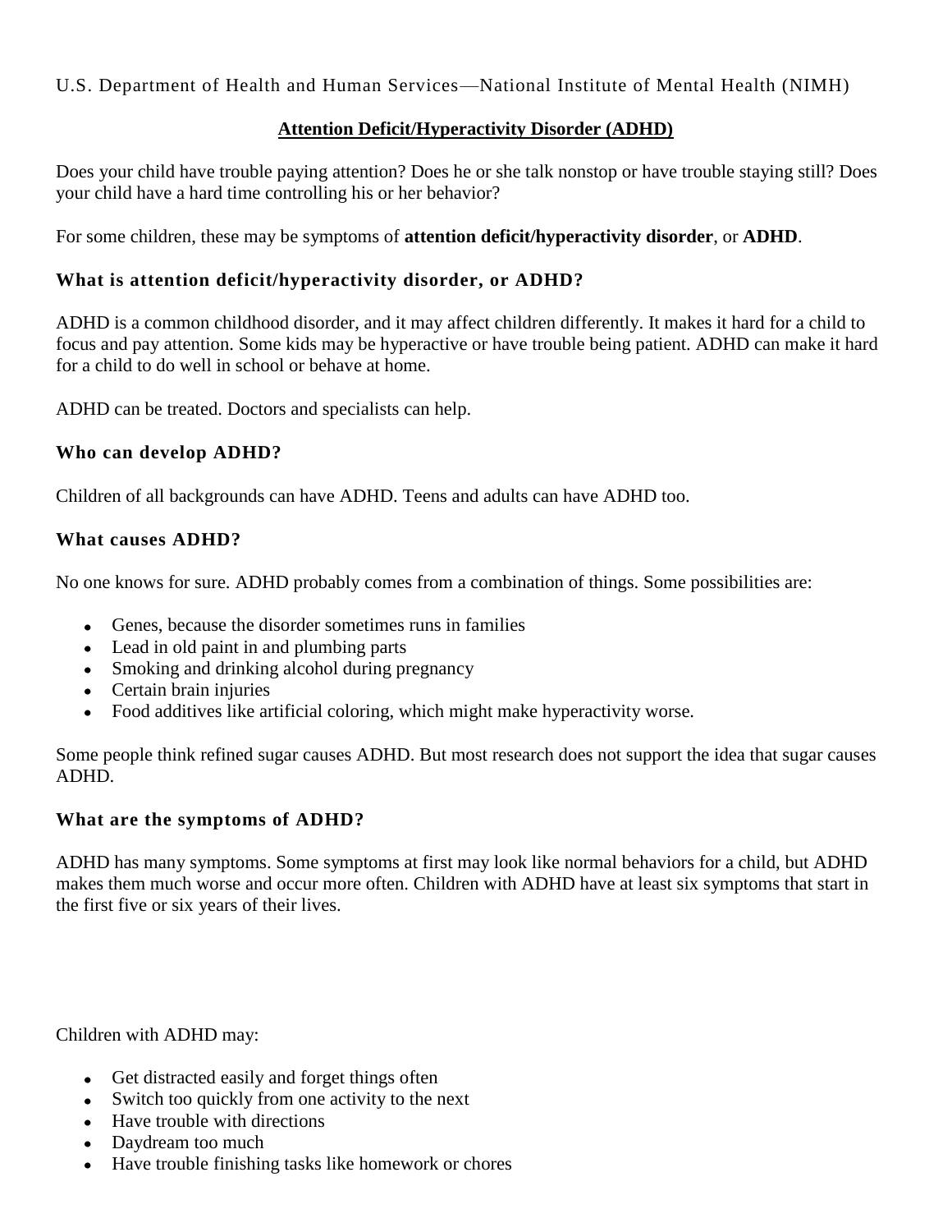U.S. Department of Health and Human Services—National Institute of Mental Health (NIMH)

# Attention Deficit/Hyperactivity Disorder (ADHD)

Does your child have trouble paying attention? Does he or she talk nonstop or have trouble staying still? Does your child have a hard time controlling his or her behavior?

For some children, these may be symptoms of **attention deficit/hyperactivity disorder**, or **ADHD**.

## What is attention deficit/hyperactivity disorder, or ADHD?

ADHD is a common childhood disorder, and it may affect children differently. It makes it hard for a child to focus and pay attention. Some kids may be hyperactive or have trouble being patient. ADHD can make it hard for a child to do well in school or behave at home.

ADHD can be treated. Doctors and specialists can help.

## Who can develop ADHD?

Children of all backgrounds can have ADHD. Teens and adults can have ADHD too.

## What causes ADHD?

No one knows for sure. ADHD probably comes from a combination of things. Some possibilities are:

- Genes, because the disorder sometimes runs in families
- Lead in old paint in and plumbing parts
- Smoking and drinking alcohol during pregnancy
- Certain brain injuries
- Food additives like artificial coloring, which might make hyperactivity worse.

Some people think refined sugar causes ADHD. But most research does not support the idea that sugar causes ADHD.

## What are the symptoms of ADHD?

ADHD has many symptoms. Some symptoms at first may look like normal behaviors for a child, but ADHD makes them much worse and occur more often. Children with ADHD have at least six symptoms that start in the first five or six years of their lives.

Children with ADHD may:

- Get distracted easily and forget things often
- Switch too quickly from one activity to the next
- Have trouble with directions
- Daydream too much
- Have trouble finishing tasks like homework or chores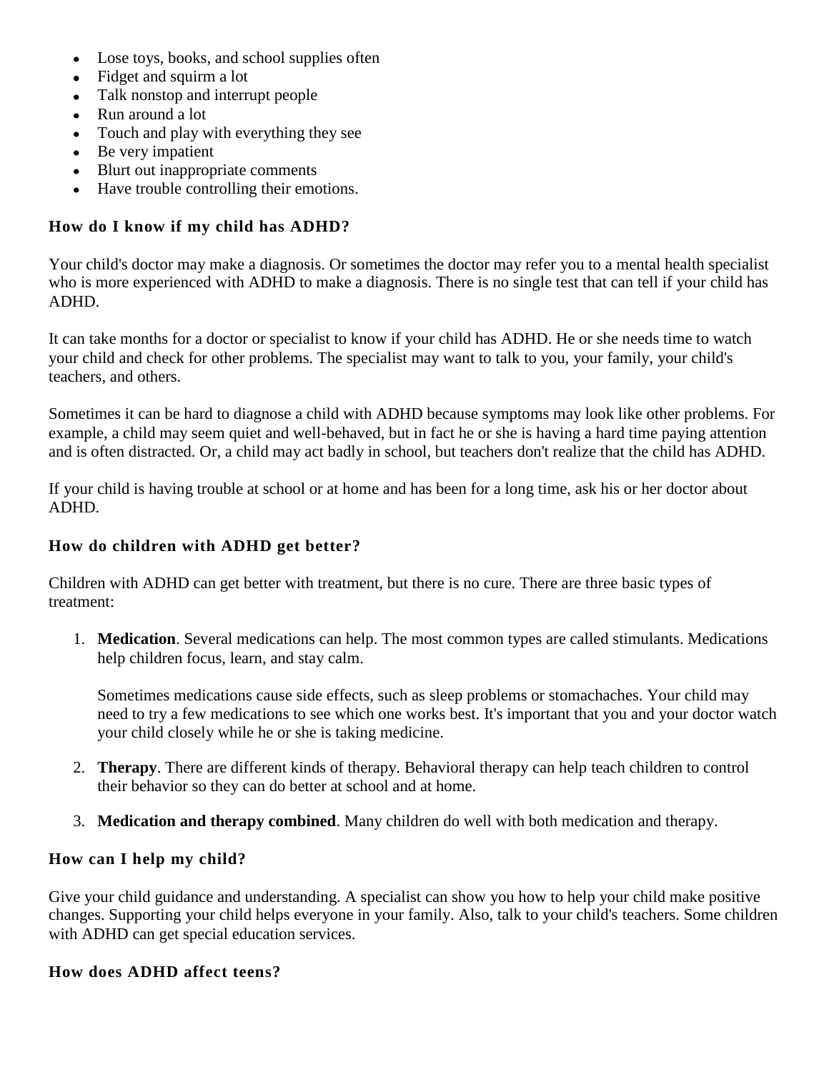- Lose toys, books, and school supplies often
- Fidget and squirm a lot
- Talk nonstop and interrupt people
- Run around a lot
- Touch and play with everything they see
- Be very impatient
- Blurt out inappropriate comments
- Have trouble controlling their emotions.

### How do I know if my child has ADHD?

Your child's doctor may make a diagnosis. Or sometimes the doctor may refer you to a mental health specialist who is more experienced with ADHD to make a diagnosis. There is no single test that can tell if your child has ADHD.

It can take months for a doctor or specialist to know if your child has ADHD. He or she needs time to watch your child and check for other problems. The specialist may want to talk to you, your family, your child's teachers, and others.

Sometimes it can be hard to diagnose a child with ADHD because symptoms may look like other problems. For example, a child may seem quiet and well-behaved, but in fact he or she is having a hard time paying attention and is often distracted. Or, a child may act badly in school, but teachers don't realize that the child has ADHD.

If your child is having trouble at school or at home and has been for a long time, ask his or her doctor about ADHD.

### How do children with ADHD get better?

Children with ADHD can get better with treatment, but there is no cure. There are three basic types of treatment:

1. **Medication**. Several medications can help. The most common types are called stimulants. Medications help children focus, learn, and stay calm.

   Sometimes medications cause side effects, such as sleep problems or stomachaches. Your child may need to try a few medications to see which one works best. It's important that you and your doctor watch your child closely while he or she is taking medicine.

2. **Therapy**. There are different kinds of therapy. Behavioral therapy can help teach children to control their behavior so they can do better at school and at home.

3. **Medication and therapy combined**. Many children do well with both medication and therapy.

### How can I help my child?

Give your child guidance and understanding. A specialist can show you how to help your child make positive changes. Supporting your child helps everyone in your family. Also, talk to your child's teachers. Some children with ADHD can get special education services.

### How does ADHD affect teens?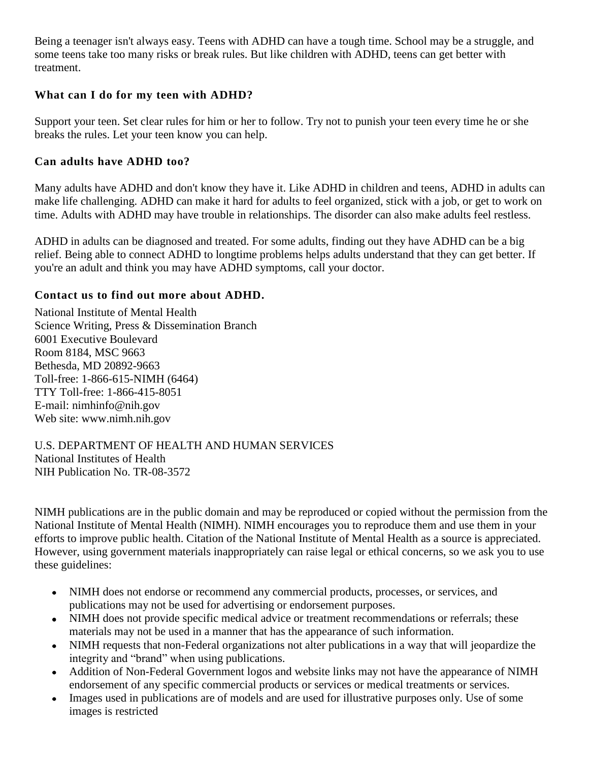Being a teenager isn't always easy. Teens with ADHD can have a tough time. School may be a struggle, and some teens take too many risks or break rules. But like children with ADHD, teens can get better with treatment.

### What can I do for my teen with ADHD?

Support your teen. Set clear rules for him or her to follow. Try not to punish your teen every time he or she breaks the rules. Let your teen know you can help.

### Can adults have ADHD too?

Many adults have ADHD and don't know they have it. Like ADHD in children and teens, ADHD in adults can make life challenging. ADHD can make it hard for adults to feel organized, stick with a job, or get to work on time. Adults with ADHD may have trouble in relationships. The disorder can also make adults feel restless.

ADHD in adults can be diagnosed and treated. For some adults, finding out they have ADHD can be a big relief. Being able to connect ADHD to longtime problems helps adults understand that they can get better. If you're an adult and think you may have ADHD symptoms, call your doctor.

### Contact us to find out more about ADHD.

National Institute of Mental Health
Science Writing, Press & Dissemination Branch
6001 Executive Boulevard
Room 8184, MSC 9663
Bethesda, MD 20892-9663
Toll-free: 1-866-615-NIMH (6464)
TTY Toll-free: 1-866-415-8051
E-mail: nimhinfo@nih.gov
Web site: www.nimh.nih.gov

U.S. DEPARTMENT OF HEALTH AND HUMAN SERVICES
National Institutes of Health
NIH Publication No. TR-08-3572

NIMH publications are in the public domain and may be reproduced or copied without the permission from the National Institute of Mental Health (NIMH). NIMH encourages you to reproduce them and use them in your efforts to improve public health. Citation of the National Institute of Mental Health as a source is appreciated. However, using government materials inappropriately can raise legal or ethical concerns, so we ask you to use these guidelines:

- NIMH does not endorse or recommend any commercial products, processes, or services, and publications may not be used for advertising or endorsement purposes.
- NIMH does not provide specific medical advice or treatment recommendations or referrals; these materials may not be used in a manner that has the appearance of such information.
- NIMH requests that non-Federal organizations not alter publications in a way that will jeopardize the integrity and "brand" when using publications.
- Addition of Non-Federal Government logos and website links may not have the appearance of NIMH endorsement of any specific commercial products or services or medical treatments or services.
- Images used in publications are of models and are used for illustrative purposes only. Use of some images is restricted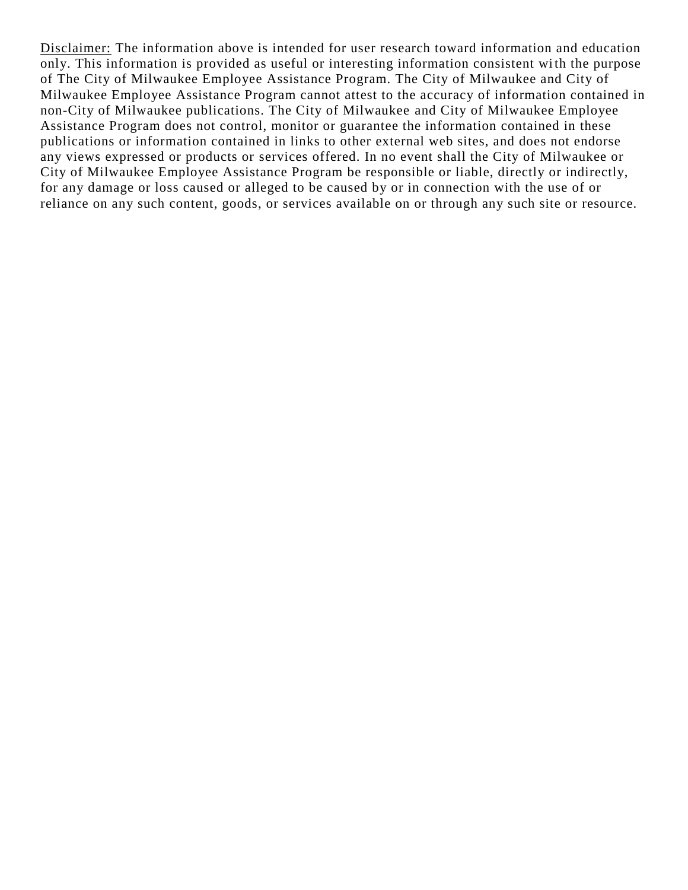<u>Disclaimer:</u> The information above is intended for user research toward information and education only. This information is provided as useful or interesting information consistent with the purpose of The City of Milwaukee Employee Assistance Program. The City of Milwaukee and City of Milwaukee Employee Assistance Program cannot attest to the accuracy of information contained in non-City of Milwaukee publications. The City of Milwaukee and City of Milwaukee Employee Assistance Program does not control, monitor or guarantee the information contained in these publications or information contained in links to other external web sites, and does not endorse any views expressed or products or services offered. In no event shall the City of Milwaukee or City of Milwaukee Employee Assistance Program be responsible or liable, directly or indirectly, for any damage or loss caused or alleged to be caused by or in connection with the use of or reliance on any such content, goods, or services available on or through any such site or resource.